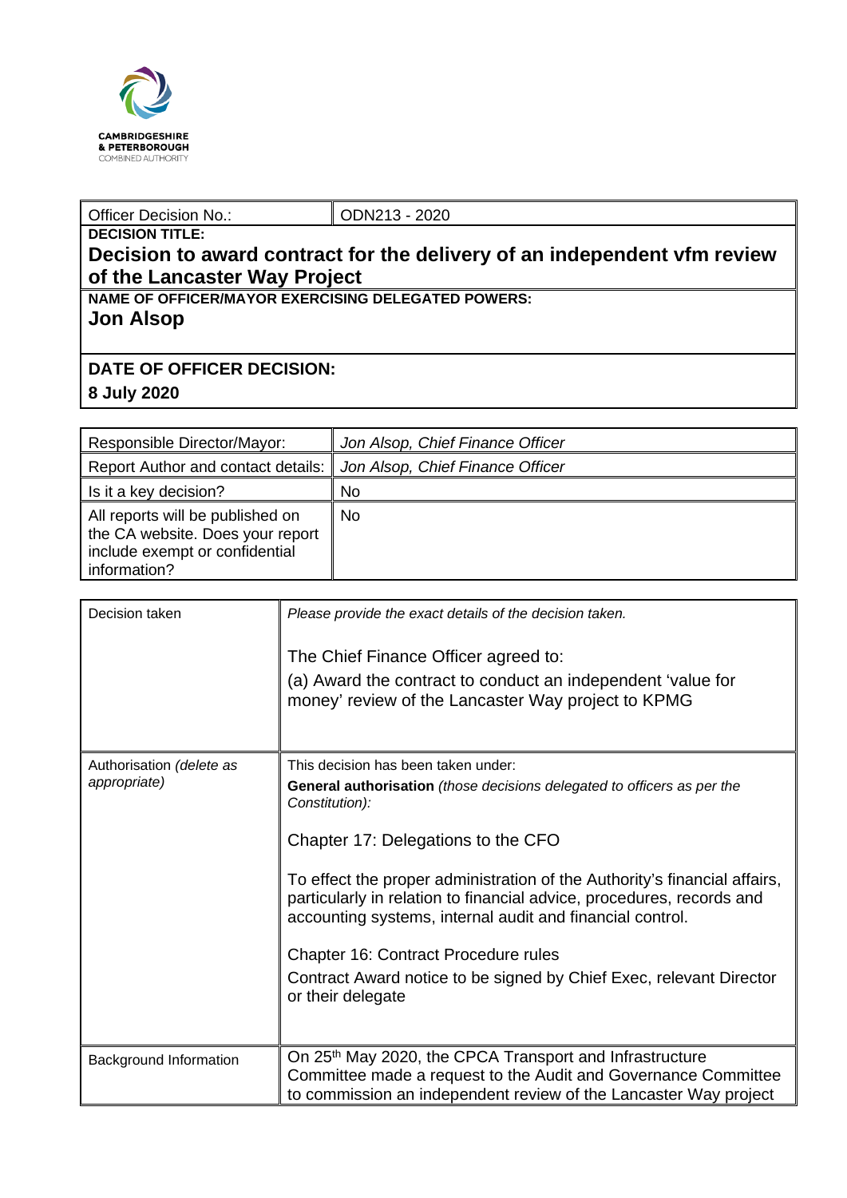CAMBRIDGESHIRE
& PETERBOROUGH
COMBINED AUTHORITY

| Officer Decision No.: | ODN213 - 2020 |
|---|---|

**DECISION TITLE:**

## Decision to award contract for the delivery of an independent vfm review of the Lancaster Way Project

**NAME OF OFFICER/MAYOR EXERCISING DELEGATED POWERS:**

**Jon Alsop**

**DATE OF OFFICER DECISION:**

**8 July 2020**

| Responsible Director/Mayor: | *Jon Alsop, Chief Finance Officer* |
|---|---|
| Report Author and contact details: | *Jon Alsop, Chief Finance Officer* |
| Is it a key decision? | No |
| All reports will be published on the CA website. Does your report include exempt or confidential information? | No |

| Decision taken | *Please provide the exact details of the decision taken.*<br><br>The Chief Finance Officer agreed to:<br>(a) Award the contract to conduct an independent 'value for money' review of the Lancaster Way project to KPMG |
|---|---|
| Authorisation *(delete as appropriate)* | This decision has been taken under:<br>**General authorisation** *(those decisions delegated to officers as per the Constitution):*<br><br>Chapter 17: Delegations to the CFO<br><br>To effect the proper administration of the Authority's financial affairs, particularly in relation to financial advice, procedures, records and accounting systems, internal audit and financial control.<br><br>Chapter 16: Contract Procedure rules<br>Contract Award notice to be signed by Chief Exec, relevant Director or their delegate |
| Background Information | On 25th May 2020, the CPCA Transport and Infrastructure Committee made a request to the Audit and Governance Committee to commission an independent review of the Lancaster Way project |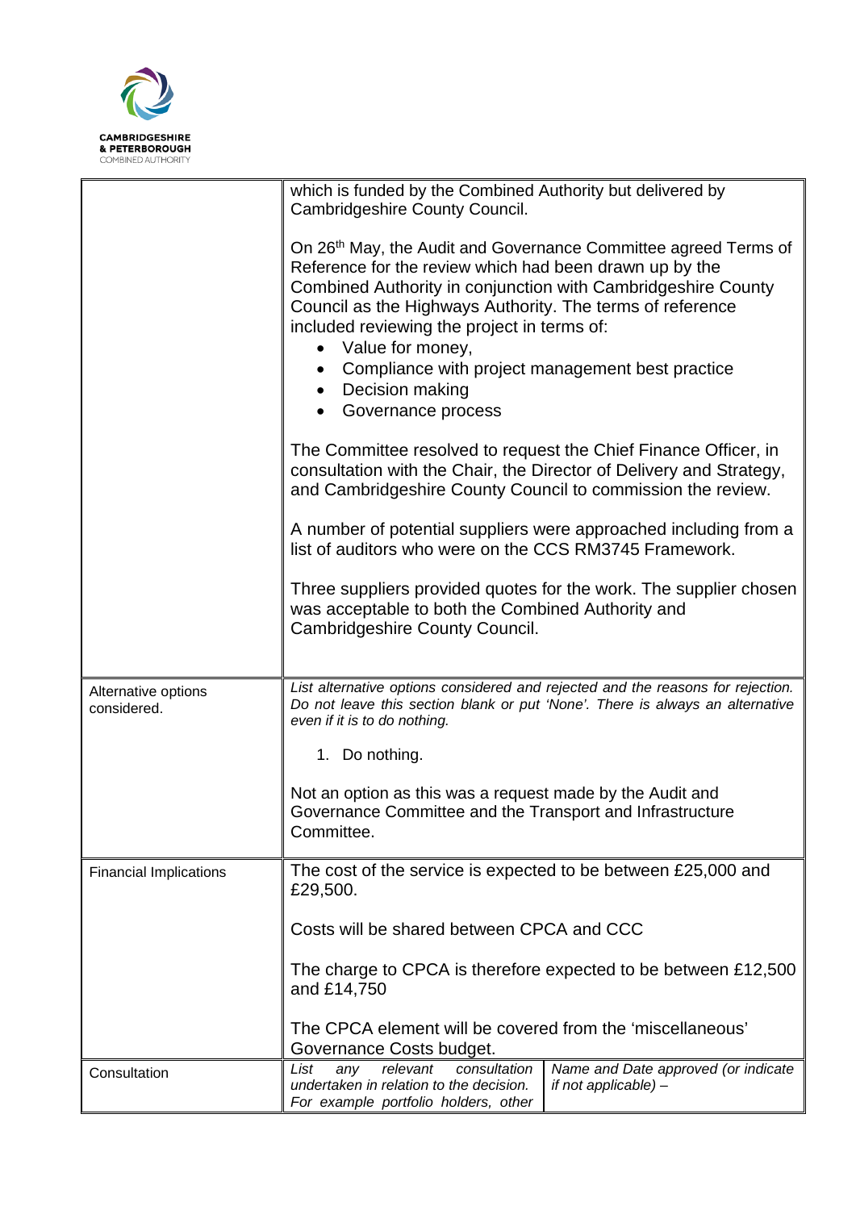| | |
|---|---|
| | which is funded by the Combined Authority but delivered by Cambridgeshire County Council.<br><br>On 26th May, the Audit and Governance Committee agreed Terms of Reference for the review which had been drawn up by the Combined Authority in conjunction with Cambridgeshire County Council as the Highways Authority. The terms of reference included reviewing the project in terms of:<br>• Value for money,<br>• Compliance with project management best practice<br>• Decision making<br>• Governance process<br><br>The Committee resolved to request the Chief Finance Officer, in consultation with the Chair, the Director of Delivery and Strategy, and Cambridgeshire County Council to commission the review.<br><br>A number of potential suppliers were approached including from a list of auditors who were on the CCS RM3745 Framework.<br><br>Three suppliers provided quotes for the work. The supplier chosen was acceptable to both the Combined Authority and Cambridgeshire County Council. |
| Alternative options considered. | *List alternative options considered and rejected and the reasons for rejection. Do not leave this section blank or put 'None'. There is always an alternative even if it is to do nothing.*<br><br>1. Do nothing.<br><br>Not an option as this was a request made by the Audit and Governance Committee and the Transport and Infrastructure Committee. |
| Financial Implications | The cost of the service is expected to be between £25,000 and £29,500.<br><br>Costs will be shared between CPCA and CCC<br><br>The charge to CPCA is therefore expected to be between £12,500 and £14,750<br><br>The CPCA element will be covered from the 'miscellaneous' Governance Costs budget. |
| Consultation | *List any relevant consultation undertaken in relation to the decision. For example portfolio holders, other* \| *Name and Date approved (or indicate if not applicable) –* |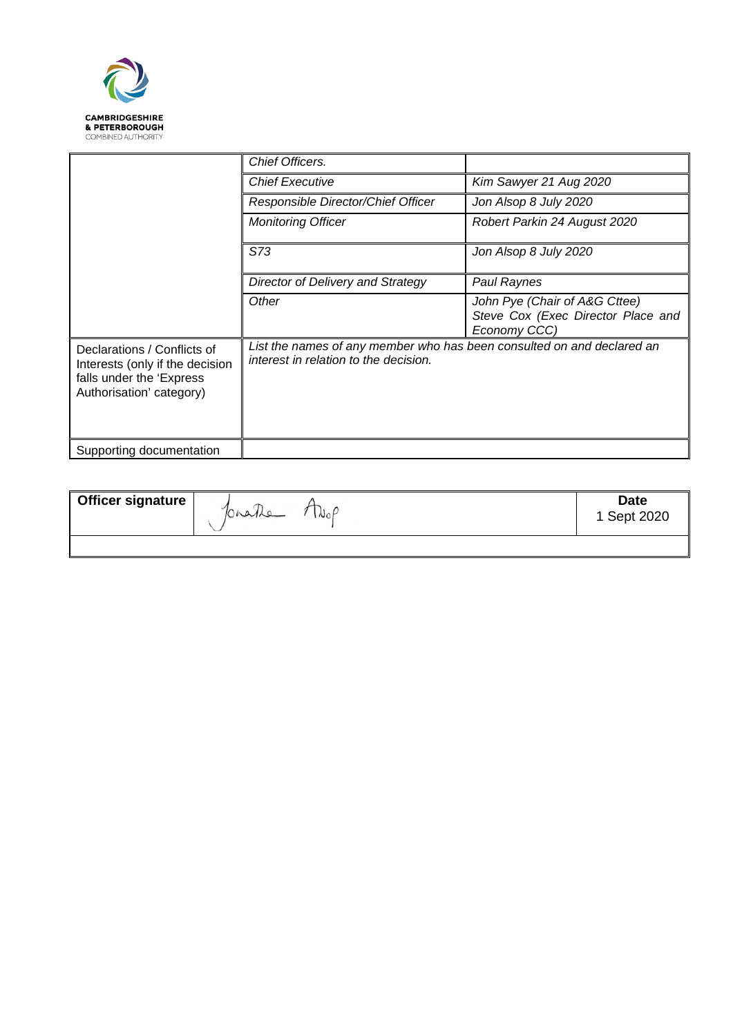**CAMBRIDGESHIRE & PETERBOROUGH** COMBINED AUTHORITY

| | | |
|---|---|---|
| | *Chief Officers.* | |
| | *Chief Executive* | *Kim Sawyer 21 Aug 2020* |
| | *Responsible Director/Chief Officer* | *Jon Alsop 8 July 2020* |
| | *Monitoring Officer* | *Robert Parkin 24 August 2020* |
| | *S73* | *Jon Alsop 8 July 2020* |
| | *Director of Delivery and Strategy* | *Paul Raynes* |
| | *Other* | *John Pye (Chair of A&G Cttee)*<br>*Steve Cox (Exec Director Place and Economy CCC)* |
| Declarations / Conflicts of Interests (only if the decision falls under the 'Express Authorisation' category) | *List the names of any member who has been consulted on and declared an interest in relation to the decision.* | |
| Supporting documentation | | |

| | | |
|---|---|---|
| **Officer signature** | Jonathan Alsop | **Date**<br>1 Sept 2020 |
| | | |